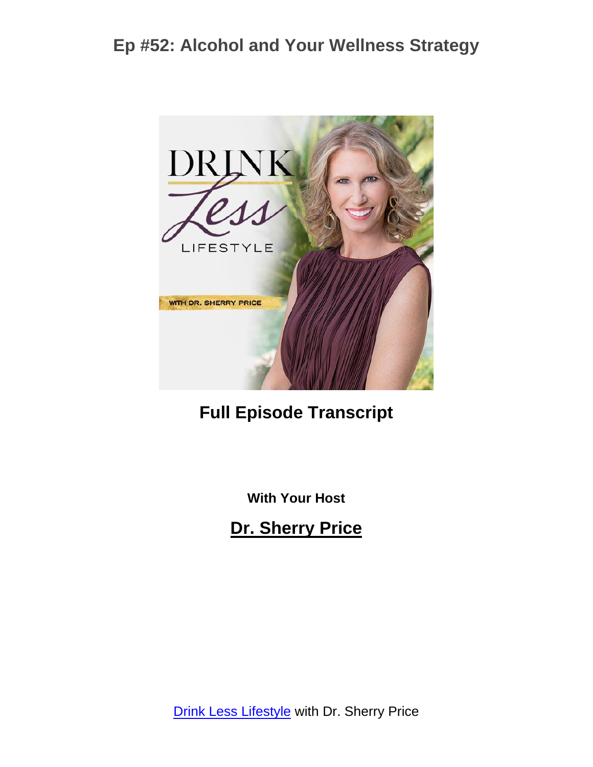# Ep #52: Alcohol and Your Wellness Strategy

**Full Episode Transcript**

**With Your Host**

**Dr. Sherry Price**

Drink Less Lifestyle with Dr. Sherry Price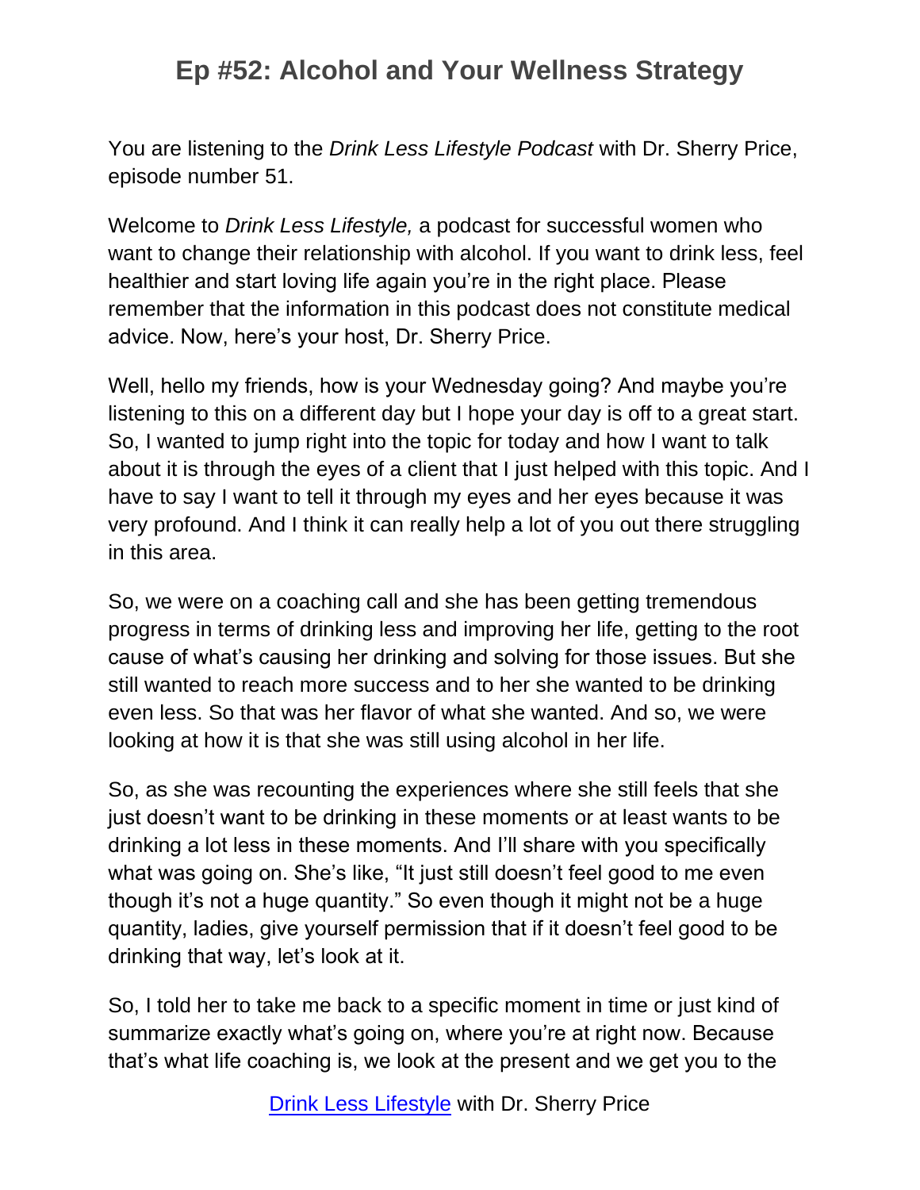# Ep #52: Alcohol and Your Wellness Strategy

You are listening to the *Drink Less Lifestyle Podcast* with Dr. Sherry Price, episode number 51.

Welcome to *Drink Less Lifestyle,* a podcast for successful women who want to change their relationship with alcohol. If you want to drink less, feel healthier and start loving life again you're in the right place. Please remember that the information in this podcast does not constitute medical advice. Now, here's your host, Dr. Sherry Price.

Well, hello my friends, how is your Wednesday going? And maybe you're listening to this on a different day but I hope your day is off to a great start. So, I wanted to jump right into the topic for today and how I want to talk about it is through the eyes of a client that I just helped with this topic. And I have to say I want to tell it through my eyes and her eyes because it was very profound. And I think it can really help a lot of you out there struggling in this area.

So, we were on a coaching call and she has been getting tremendous progress in terms of drinking less and improving her life, getting to the root cause of what's causing her drinking and solving for those issues. But she still wanted to reach more success and to her she wanted to be drinking even less. So that was her flavor of what she wanted. And so, we were looking at how it is that she was still using alcohol in her life.

So, as she was recounting the experiences where she still feels that she just doesn't want to be drinking in these moments or at least wants to be drinking a lot less in these moments. And I'll share with you specifically what was going on. She's like, "It just still doesn't feel good to me even though it's not a huge quantity." So even though it might not be a huge quantity, ladies, give yourself permission that if it doesn't feel good to be drinking that way, let's look at it.

So, I told her to take me back to a specific moment in time or just kind of summarize exactly what's going on, where you're at right now. Because that's what life coaching is, we look at the present and we get you to the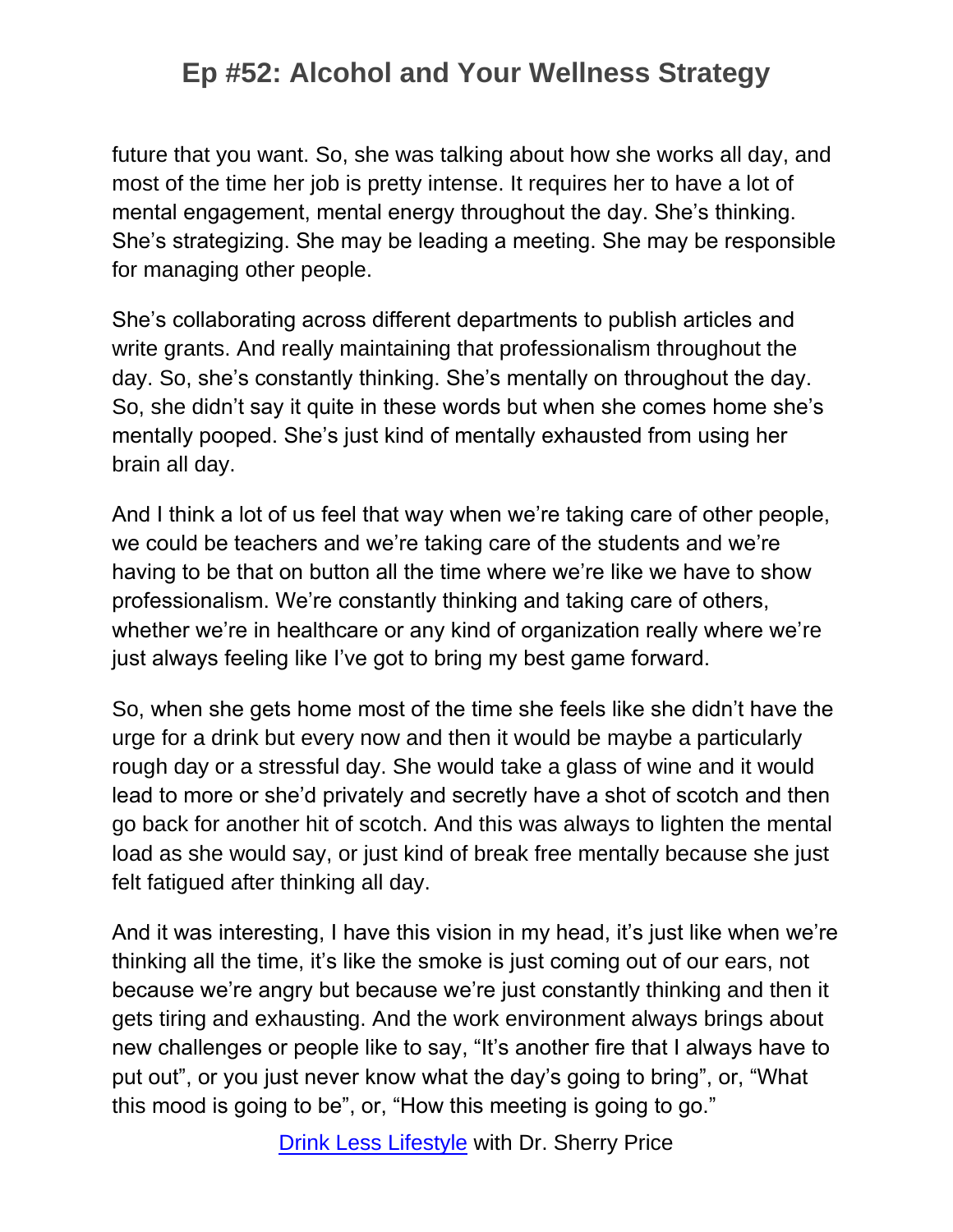future that you want. So, she was talking about how she works all day, and most of the time her job is pretty intense. It requires her to have a lot of mental engagement, mental energy throughout the day. She's thinking. She's strategizing. She may be leading a meeting. She may be responsible for managing other people.

She's collaborating across different departments to publish articles and write grants. And really maintaining that professionalism throughout the day. So, she's constantly thinking. She's mentally on throughout the day. So, she didn't say it quite in these words but when she comes home she's mentally pooped. She's just kind of mentally exhausted from using her brain all day.

And I think a lot of us feel that way when we're taking care of other people, we could be teachers and we're taking care of the students and we're having to be that on button all the time where we're like we have to show professionalism. We're constantly thinking and taking care of others, whether we're in healthcare or any kind of organization really where we're just always feeling like I've got to bring my best game forward.

So, when she gets home most of the time she feels like she didn't have the urge for a drink but every now and then it would be maybe a particularly rough day or a stressful day. She would take a glass of wine and it would lead to more or she'd privately and secretly have a shot of scotch and then go back for another hit of scotch. And this was always to lighten the mental load as she would say, or just kind of break free mentally because she just felt fatigued after thinking all day.

And it was interesting, I have this vision in my head, it's just like when we're thinking all the time, it's like the smoke is just coming out of our ears, not because we're angry but because we're just constantly thinking and then it gets tiring and exhausting. And the work environment always brings about new challenges or people like to say, "It's another fire that I always have to put out", or you just never know what the day's going to bring", or, "What this mood is going to be", or, "How this meeting is going to go."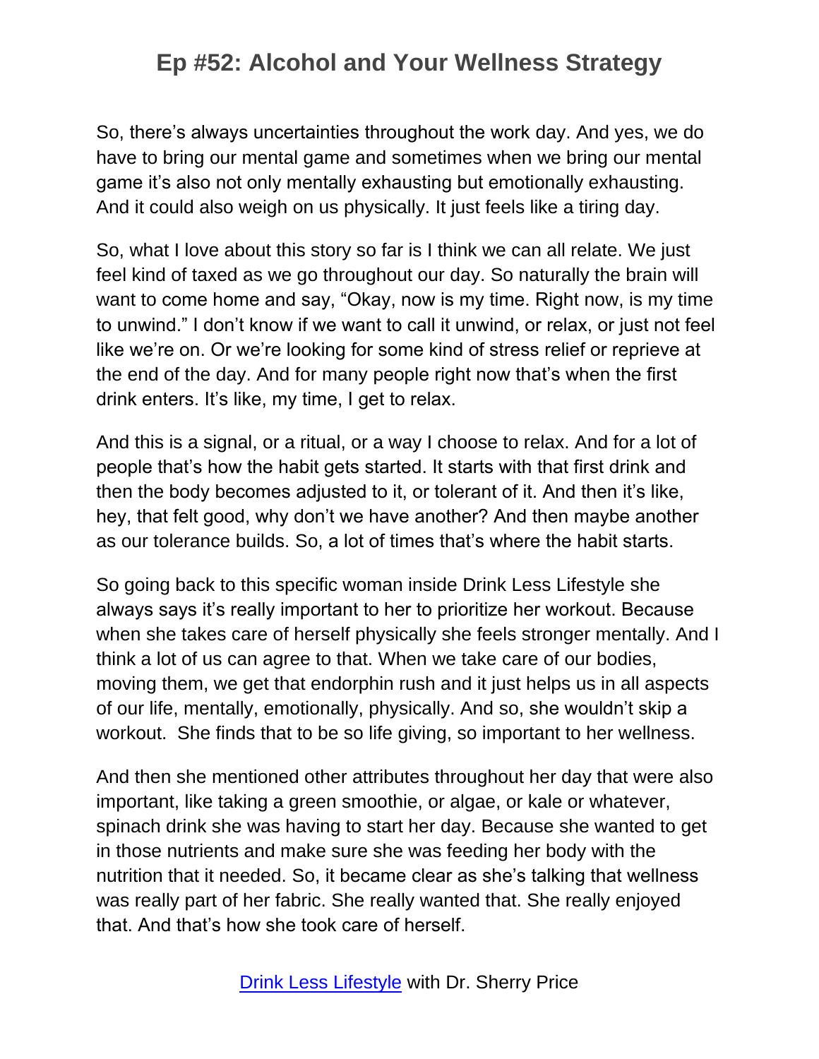So, there's always uncertainties throughout the work day. And yes, we do have to bring our mental game and sometimes when we bring our mental game it's also not only mentally exhausting but emotionally exhausting. And it could also weigh on us physically. It just feels like a tiring day.

So, what I love about this story so far is I think we can all relate. We just feel kind of taxed as we go throughout our day. So naturally the brain will want to come home and say, "Okay, now is my time. Right now, is my time to unwind." I don't know if we want to call it unwind, or relax, or just not feel like we're on. Or we're looking for some kind of stress relief or reprieve at the end of the day. And for many people right now that's when the first drink enters. It's like, my time, I get to relax.

And this is a signal, or a ritual, or a way I choose to relax. And for a lot of people that's how the habit gets started. It starts with that first drink and then the body becomes adjusted to it, or tolerant of it. And then it's like, hey, that felt good, why don't we have another? And then maybe another as our tolerance builds. So, a lot of times that's where the habit starts.

So going back to this specific woman inside Drink Less Lifestyle she always says it's really important to her to prioritize her workout. Because when she takes care of herself physically she feels stronger mentally. And I think a lot of us can agree to that. When we take care of our bodies, moving them, we get that endorphin rush and it just helps us in all aspects of our life, mentally, emotionally, physically. And so, she wouldn't skip a workout. She finds that to be so life giving, so important to her wellness.

And then she mentioned other attributes throughout her day that were also important, like taking a green smoothie, or algae, or kale or whatever, spinach drink she was having to start her day. Because she wanted to get in those nutrients and make sure she was feeding her body with the nutrition that it needed. So, it became clear as she's talking that wellness was really part of her fabric. She really wanted that. She really enjoyed that. And that's how she took care of herself.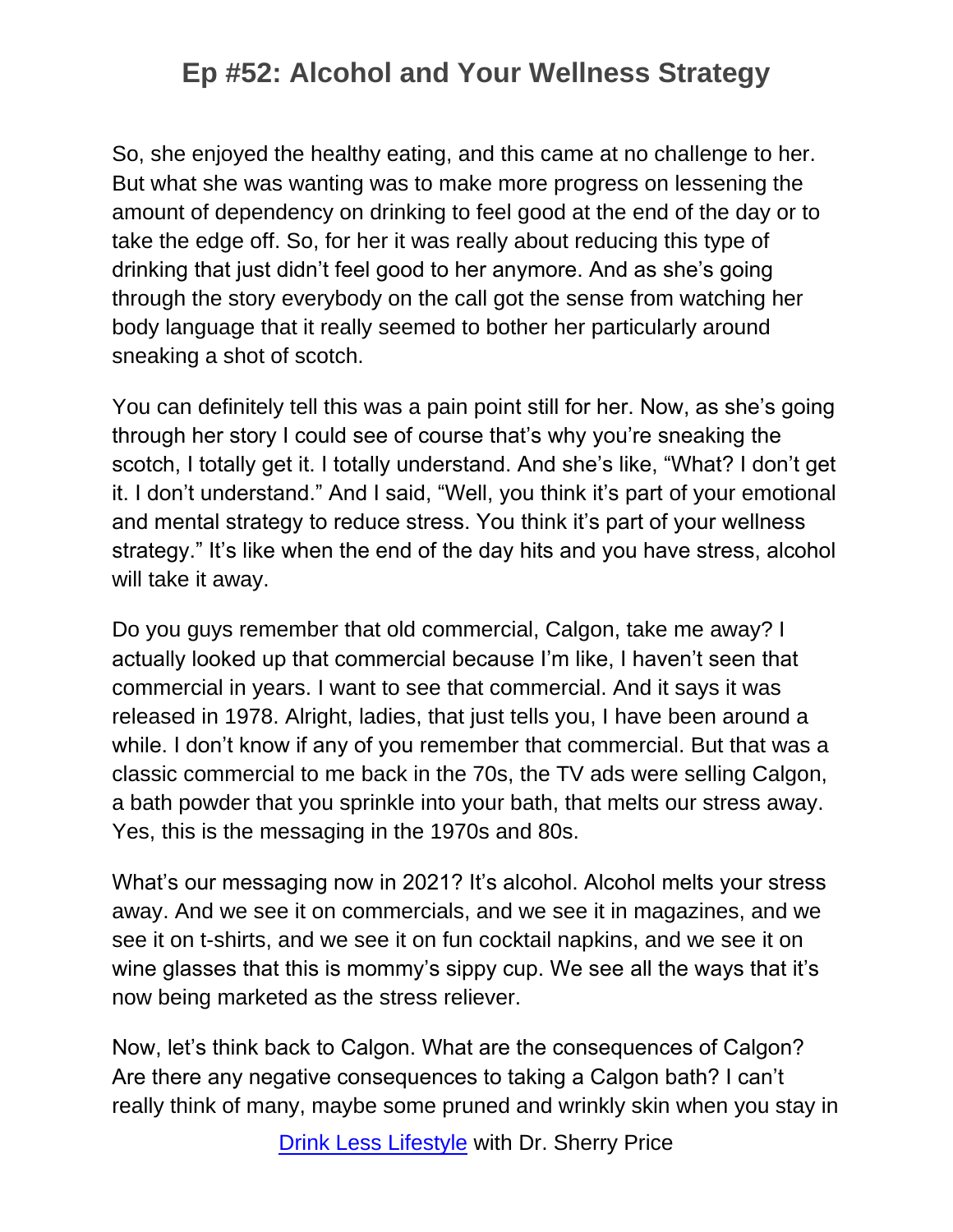So, she enjoyed the healthy eating, and this came at no challenge to her. But what she was wanting was to make more progress on lessening the amount of dependency on drinking to feel good at the end of the day or to take the edge off. So, for her it was really about reducing this type of drinking that just didn't feel good to her anymore. And as she's going through the story everybody on the call got the sense from watching her body language that it really seemed to bother her particularly around sneaking a shot of scotch.

You can definitely tell this was a pain point still for her. Now, as she's going through her story I could see of course that's why you're sneaking the scotch, I totally get it. I totally understand. And she's like, "What? I don't get it. I don't understand." And I said, "Well, you think it's part of your emotional and mental strategy to reduce stress. You think it's part of your wellness strategy." It's like when the end of the day hits and you have stress, alcohol will take it away.

Do you guys remember that old commercial, Calgon, take me away? I actually looked up that commercial because I'm like, I haven't seen that commercial in years. I want to see that commercial. And it says it was released in 1978. Alright, ladies, that just tells you, I have been around a while. I don't know if any of you remember that commercial. But that was a classic commercial to me back in the 70s, the TV ads were selling Calgon, a bath powder that you sprinkle into your bath, that melts our stress away. Yes, this is the messaging in the 1970s and 80s.

What's our messaging now in 2021? It's alcohol. Alcohol melts your stress away. And we see it on commercials, and we see it in magazines, and we see it on t-shirts, and we see it on fun cocktail napkins, and we see it on wine glasses that this is mommy's sippy cup. We see all the ways that it's now being marketed as the stress reliever.

Now, let's think back to Calgon. What are the consequences of Calgon? Are there any negative consequences to taking a Calgon bath? I can't really think of many, maybe some pruned and wrinkly skin when you stay in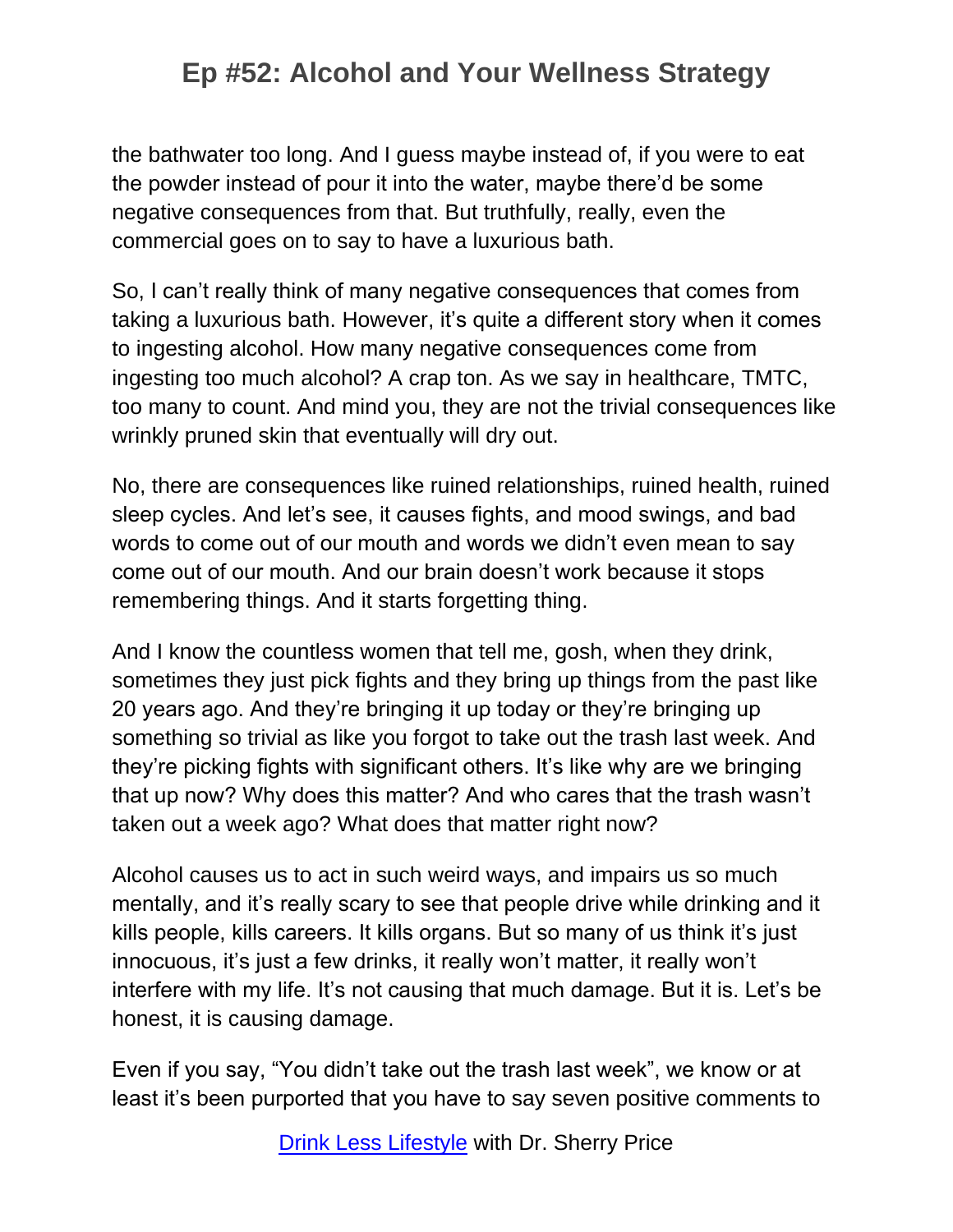the bathwater too long. And I guess maybe instead of, if you were to eat the powder instead of pour it into the water, maybe there'd be some negative consequences from that. But truthfully, really, even the commercial goes on to say to have a luxurious bath.

So, I can't really think of many negative consequences that comes from taking a luxurious bath. However, it's quite a different story when it comes to ingesting alcohol. How many negative consequences come from ingesting too much alcohol? A crap ton. As we say in healthcare, TMTC, too many to count. And mind you, they are not the trivial consequences like wrinkly pruned skin that eventually will dry out.

No, there are consequences like ruined relationships, ruined health, ruined sleep cycles. And let's see, it causes fights, and mood swings, and bad words to come out of our mouth and words we didn't even mean to say come out of our mouth. And our brain doesn't work because it stops remembering things. And it starts forgetting thing.

And I know the countless women that tell me, gosh, when they drink, sometimes they just pick fights and they bring up things from the past like 20 years ago. And they're bringing it up today or they're bringing up something so trivial as like you forgot to take out the trash last week. And they're picking fights with significant others. It's like why are we bringing that up now? Why does this matter? And who cares that the trash wasn't taken out a week ago? What does that matter right now?

Alcohol causes us to act in such weird ways, and impairs us so much mentally, and it's really scary to see that people drive while drinking and it kills people, kills careers. It kills organs. But so many of us think it's just innocuous, it's just a few drinks, it really won't matter, it really won't interfere with my life. It's not causing that much damage. But it is. Let's be honest, it is causing damage.

Even if you say, "You didn't take out the trash last week", we know or at least it's been purported that you have to say seven positive comments to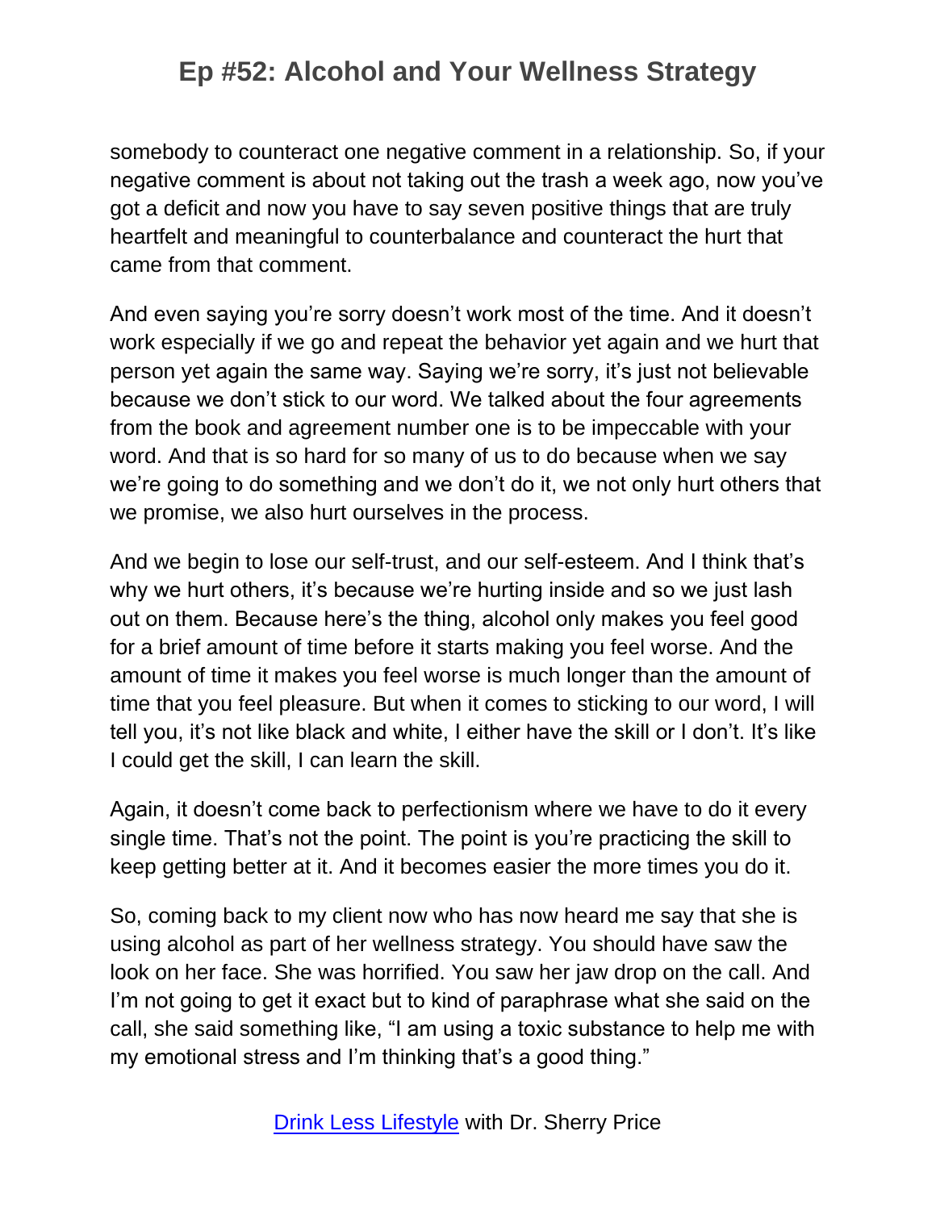somebody to counteract one negative comment in a relationship. So, if your negative comment is about not taking out the trash a week ago, now you've got a deficit and now you have to say seven positive things that are truly heartfelt and meaningful to counterbalance and counteract the hurt that came from that comment.

And even saying you're sorry doesn't work most of the time. And it doesn't work especially if we go and repeat the behavior yet again and we hurt that person yet again the same way. Saying we're sorry, it's just not believable because we don't stick to our word. We talked about the four agreements from the book and agreement number one is to be impeccable with your word. And that is so hard for so many of us to do because when we say we're going to do something and we don't do it, we not only hurt others that we promise, we also hurt ourselves in the process.

And we begin to lose our self-trust, and our self-esteem. And I think that's why we hurt others, it's because we're hurting inside and so we just lash out on them. Because here's the thing, alcohol only makes you feel good for a brief amount of time before it starts making you feel worse. And the amount of time it makes you feel worse is much longer than the amount of time that you feel pleasure. But when it comes to sticking to our word, I will tell you, it's not like black and white, I either have the skill or I don't. It's like I could get the skill, I can learn the skill.

Again, it doesn't come back to perfectionism where we have to do it every single time. That's not the point. The point is you're practicing the skill to keep getting better at it. And it becomes easier the more times you do it.

So, coming back to my client now who has now heard me say that she is using alcohol as part of her wellness strategy. You should have saw the look on her face. She was horrified. You saw her jaw drop on the call. And I'm not going to get it exact but to kind of paraphrase what she said on the call, she said something like, "I am using a toxic substance to help me with my emotional stress and I'm thinking that's a good thing."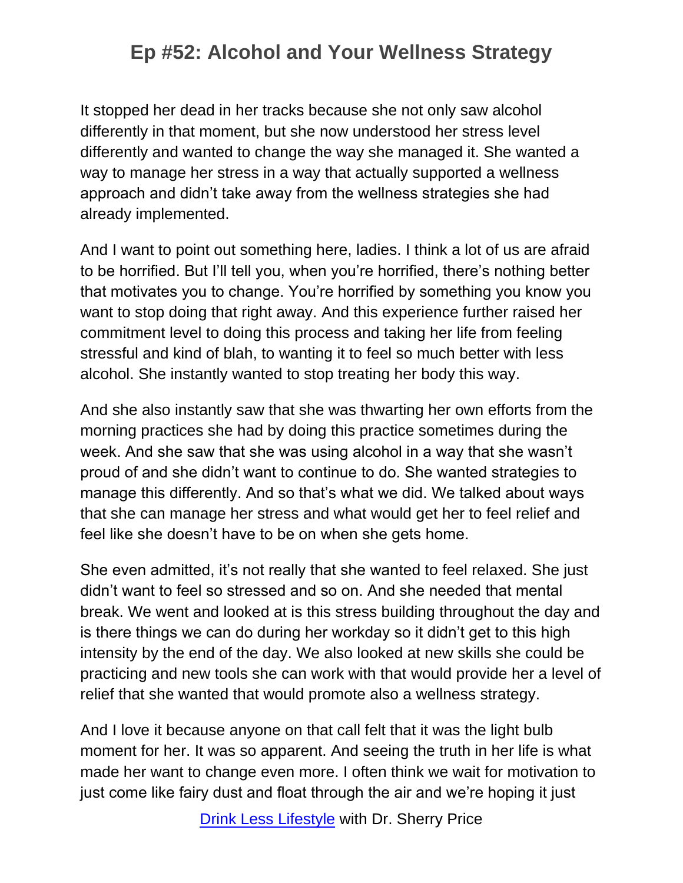It stopped her dead in her tracks because she not only saw alcohol differently in that moment, but she now understood her stress level differently and wanted to change the way she managed it. She wanted a way to manage her stress in a way that actually supported a wellness approach and didn't take away from the wellness strategies she had already implemented.

And I want to point out something here, ladies. I think a lot of us are afraid to be horrified. But I'll tell you, when you're horrified, there's nothing better that motivates you to change. You're horrified by something you know you want to stop doing that right away. And this experience further raised her commitment level to doing this process and taking her life from feeling stressful and kind of blah, to wanting it to feel so much better with less alcohol. She instantly wanted to stop treating her body this way.

And she also instantly saw that she was thwarting her own efforts from the morning practices she had by doing this practice sometimes during the week. And she saw that she was using alcohol in a way that she wasn't proud of and she didn't want to continue to do. She wanted strategies to manage this differently. And so that's what we did. We talked about ways that she can manage her stress and what would get her to feel relief and feel like she doesn't have to be on when she gets home.

She even admitted, it's not really that she wanted to feel relaxed. She just didn't want to feel so stressed and so on. And she needed that mental break. We went and looked at is this stress building throughout the day and is there things we can do during her workday so it didn't get to this high intensity by the end of the day. We also looked at new skills she could be practicing and new tools she can work with that would provide her a level of relief that she wanted that would promote also a wellness strategy.

And I love it because anyone on that call felt that it was the light bulb moment for her. It was so apparent. And seeing the truth in her life is what made her want to change even more. I often think we wait for motivation to just come like fairy dust and float through the air and we're hoping it just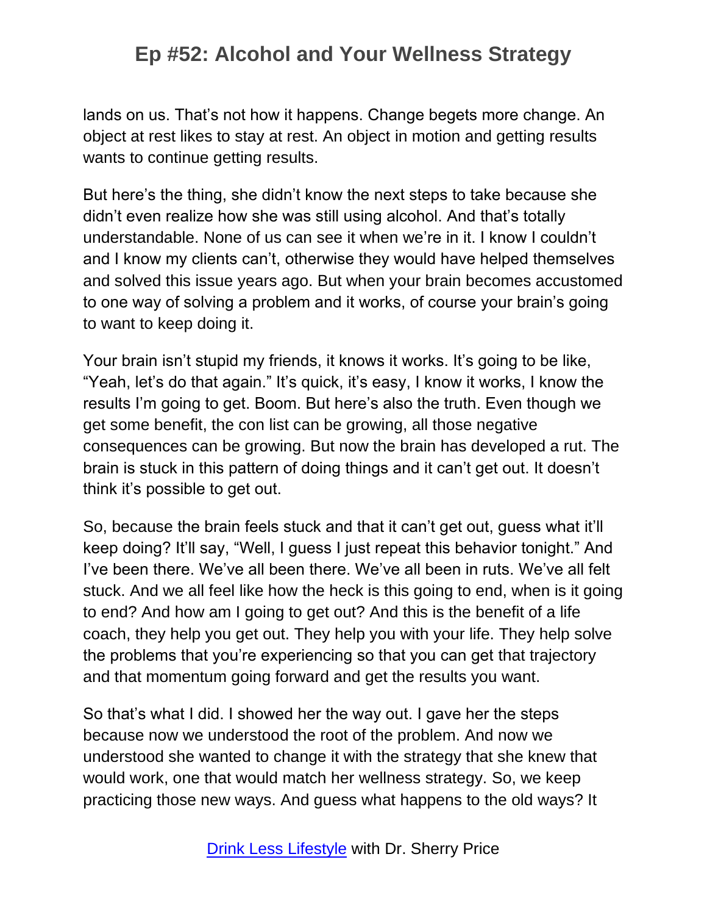lands on us. That's not how it happens. Change begets more change. An object at rest likes to stay at rest. An object in motion and getting results wants to continue getting results.

But here's the thing, she didn't know the next steps to take because she didn't even realize how she was still using alcohol. And that's totally understandable. None of us can see it when we're in it. I know I couldn't and I know my clients can't, otherwise they would have helped themselves and solved this issue years ago. But when your brain becomes accustomed to one way of solving a problem and it works, of course your brain's going to want to keep doing it.

Your brain isn't stupid my friends, it knows it works. It's going to be like, "Yeah, let's do that again." It's quick, it's easy, I know it works, I know the results I'm going to get. Boom. But here's also the truth. Even though we get some benefit, the con list can be growing, all those negative consequences can be growing. But now the brain has developed a rut. The brain is stuck in this pattern of doing things and it can't get out. It doesn't think it's possible to get out.

So, because the brain feels stuck and that it can't get out, guess what it'll keep doing? It'll say, "Well, I guess I just repeat this behavior tonight." And I've been there. We've all been there. We've all been in ruts. We've all felt stuck. And we all feel like how the heck is this going to end, when is it going to end? And how am I going to get out? And this is the benefit of a life coach, they help you get out. They help you with your life. They help solve the problems that you're experiencing so that you can get that trajectory and that momentum going forward and get the results you want.

So that's what I did. I showed her the way out. I gave her the steps because now we understood the root of the problem. And now we understood she wanted to change it with the strategy that she knew that would work, one that would match her wellness strategy. So, we keep practicing those new ways. And guess what happens to the old ways? It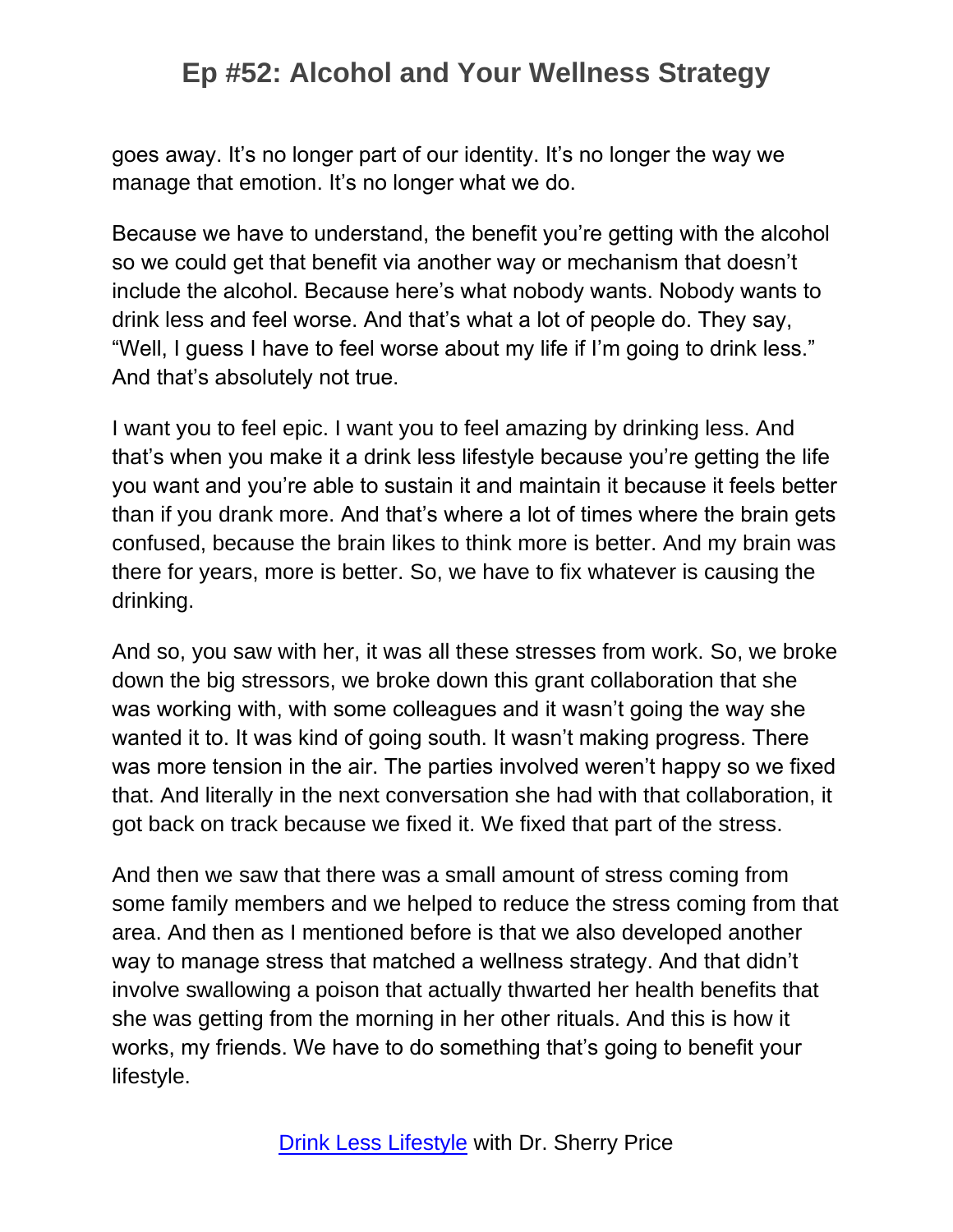goes away. It's no longer part of our identity. It's no longer the way we manage that emotion. It's no longer what we do.

Because we have to understand, the benefit you're getting with the alcohol so we could get that benefit via another way or mechanism that doesn't include the alcohol. Because here's what nobody wants. Nobody wants to drink less and feel worse. And that's what a lot of people do. They say, "Well, I guess I have to feel worse about my life if I'm going to drink less." And that's absolutely not true.

I want you to feel epic. I want you to feel amazing by drinking less. And that's when you make it a drink less lifestyle because you're getting the life you want and you're able to sustain it and maintain it because it feels better than if you drank more. And that's where a lot of times where the brain gets confused, because the brain likes to think more is better. And my brain was there for years, more is better. So, we have to fix whatever is causing the drinking.

And so, you saw with her, it was all these stresses from work. So, we broke down the big stressors, we broke down this grant collaboration that she was working with, with some colleagues and it wasn't going the way she wanted it to. It was kind of going south. It wasn't making progress. There was more tension in the air. The parties involved weren't happy so we fixed that. And literally in the next conversation she had with that collaboration, it got back on track because we fixed it. We fixed that part of the stress.

And then we saw that there was a small amount of stress coming from some family members and we helped to reduce the stress coming from that area. And then as I mentioned before is that we also developed another way to manage stress that matched a wellness strategy. And that didn't involve swallowing a poison that actually thwarted her health benefits that she was getting from the morning in her other rituals. And this is how it works, my friends. We have to do something that's going to benefit your lifestyle.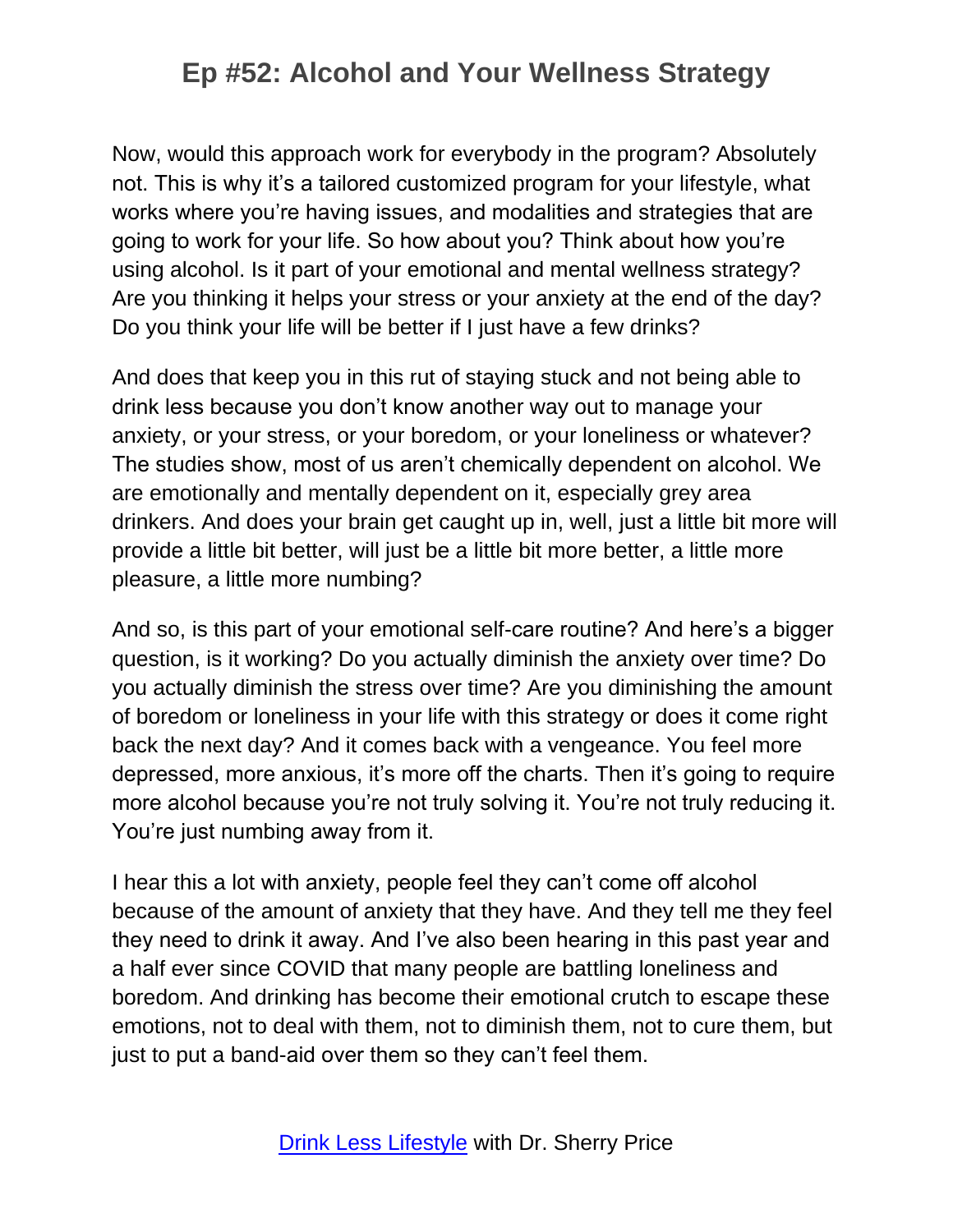Now, would this approach work for everybody in the program? Absolutely not. This is why it's a tailored customized program for your lifestyle, what works where you're having issues, and modalities and strategies that are going to work for your life. So how about you? Think about how you're using alcohol. Is it part of your emotional and mental wellness strategy? Are you thinking it helps your stress or your anxiety at the end of the day? Do you think your life will be better if I just have a few drinks?

And does that keep you in this rut of staying stuck and not being able to drink less because you don't know another way out to manage your anxiety, or your stress, or your boredom, or your loneliness or whatever? The studies show, most of us aren't chemically dependent on alcohol. We are emotionally and mentally dependent on it, especially grey area drinkers. And does your brain get caught up in, well, just a little bit more will provide a little bit better, will just be a little bit more better, a little more pleasure, a little more numbing?

And so, is this part of your emotional self-care routine? And here's a bigger question, is it working? Do you actually diminish the anxiety over time? Do you actually diminish the stress over time? Are you diminishing the amount of boredom or loneliness in your life with this strategy or does it come right back the next day? And it comes back with a vengeance. You feel more depressed, more anxious, it's more off the charts. Then it's going to require more alcohol because you're not truly solving it. You're not truly reducing it. You're just numbing away from it.

I hear this a lot with anxiety, people feel they can't come off alcohol because of the amount of anxiety that they have. And they tell me they feel they need to drink it away. And I've also been hearing in this past year and a half ever since COVID that many people are battling loneliness and boredom. And drinking has become their emotional crutch to escape these emotions, not to deal with them, not to diminish them, not to cure them, but just to put a band-aid over them so they can't feel them.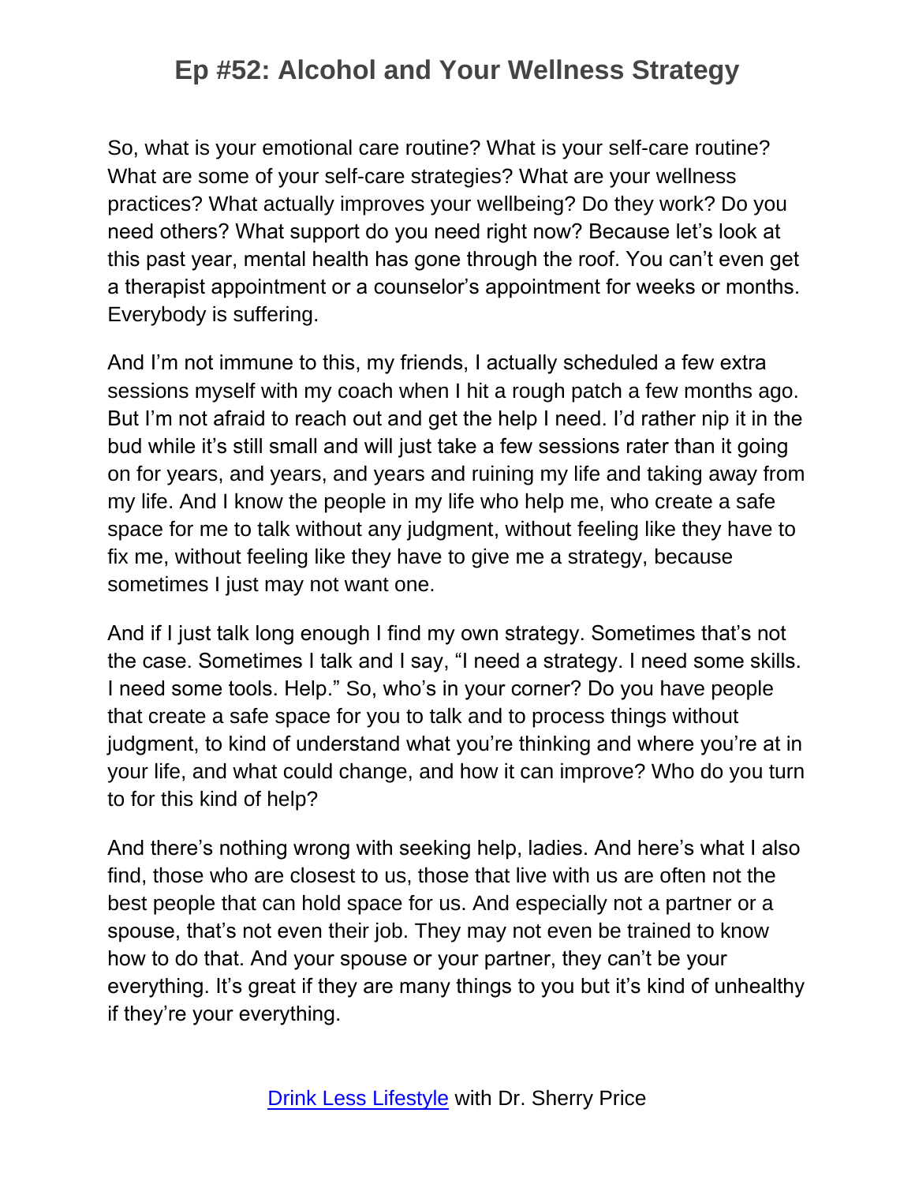So, what is your emotional care routine? What is your self-care routine? What are some of your self-care strategies? What are your wellness practices? What actually improves your wellbeing? Do they work? Do you need others? What support do you need right now? Because let's look at this past year, mental health has gone through the roof. You can't even get a therapist appointment or a counselor's appointment for weeks or months. Everybody is suffering.

And I'm not immune to this, my friends, I actually scheduled a few extra sessions myself with my coach when I hit a rough patch a few months ago. But I'm not afraid to reach out and get the help I need. I'd rather nip it in the bud while it's still small and will just take a few sessions rater than it going on for years, and years, and years and ruining my life and taking away from my life. And I know the people in my life who help me, who create a safe space for me to talk without any judgment, without feeling like they have to fix me, without feeling like they have to give me a strategy, because sometimes I just may not want one.

And if I just talk long enough I find my own strategy. Sometimes that's not the case. Sometimes I talk and I say, "I need a strategy. I need some skills. I need some tools. Help." So, who's in your corner? Do you have people that create a safe space for you to talk and to process things without judgment, to kind of understand what you're thinking and where you're at in your life, and what could change, and how it can improve? Who do you turn to for this kind of help?

And there's nothing wrong with seeking help, ladies. And here's what I also find, those who are closest to us, those that live with us are often not the best people that can hold space for us. And especially not a partner or a spouse, that's not even their job. They may not even be trained to know how to do that. And your spouse or your partner, they can't be your everything. It's great if they are many things to you but it's kind of unhealthy if they're your everything.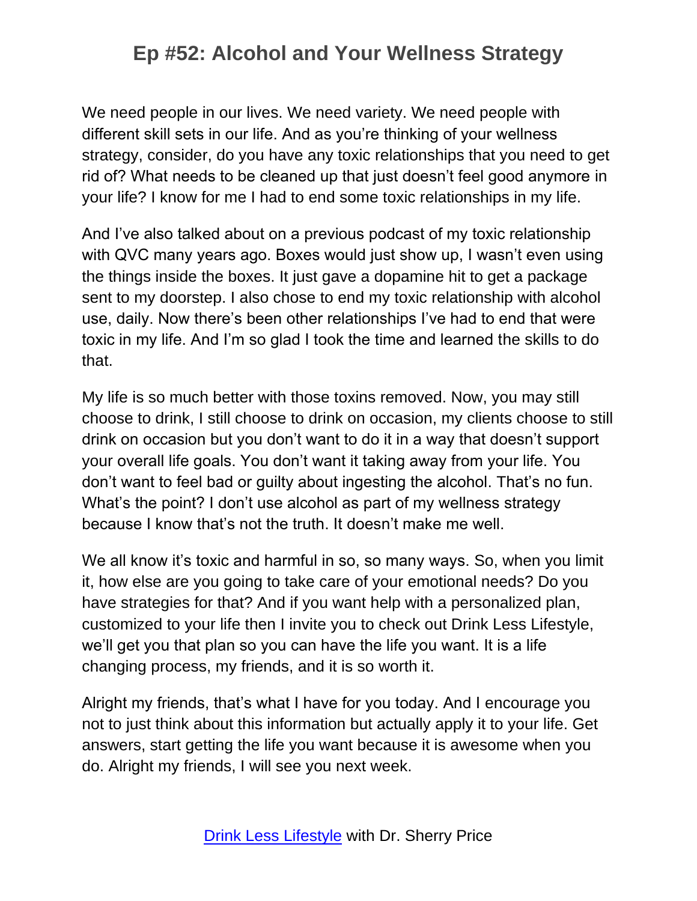We need people in our lives. We need variety. We need people with different skill sets in our life. And as you're thinking of your wellness strategy, consider, do you have any toxic relationships that you need to get rid of? What needs to be cleaned up that just doesn't feel good anymore in your life? I know for me I had to end some toxic relationships in my life.

And I've also talked about on a previous podcast of my toxic relationship with QVC many years ago. Boxes would just show up, I wasn't even using the things inside the boxes. It just gave a dopamine hit to get a package sent to my doorstep. I also chose to end my toxic relationship with alcohol use, daily. Now there's been other relationships I've had to end that were toxic in my life. And I'm so glad I took the time and learned the skills to do that.

My life is so much better with those toxins removed. Now, you may still choose to drink, I still choose to drink on occasion, my clients choose to still drink on occasion but you don't want to do it in a way that doesn't support your overall life goals. You don't want it taking away from your life. You don't want to feel bad or guilty about ingesting the alcohol. That's no fun. What's the point? I don't use alcohol as part of my wellness strategy because I know that's not the truth. It doesn't make me well.

We all know it's toxic and harmful in so, so many ways. So, when you limit it, how else are you going to take care of your emotional needs? Do you have strategies for that? And if you want help with a personalized plan, customized to your life then I invite you to check out Drink Less Lifestyle, we'll get you that plan so you can have the life you want. It is a life changing process, my friends, and it is so worth it.

Alright my friends, that's what I have for you today. And I encourage you not to just think about this information but actually apply it to your life. Get answers, start getting the life you want because it is awesome when you do. Alright my friends, I will see you next week.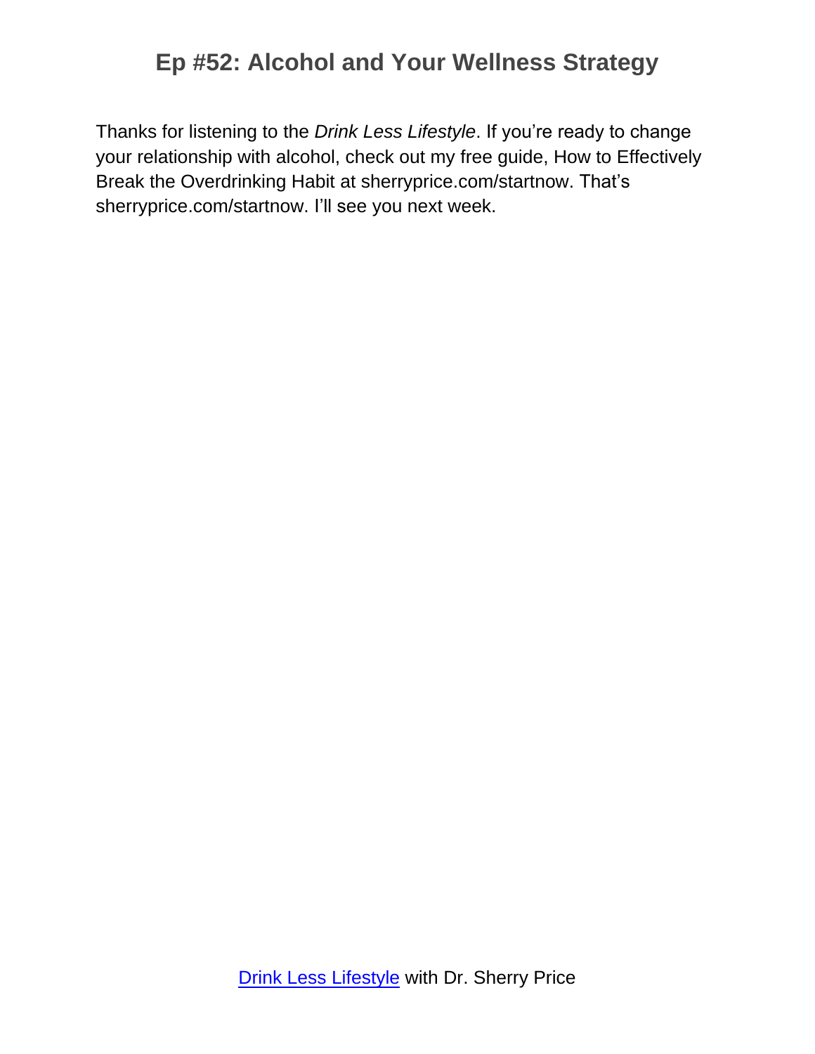Thanks for listening to the *Drink Less Lifestyle*. If you're ready to change your relationship with alcohol, check out my free guide, How to Effectively Break the Overdrinking Habit at sherryprice.com/startnow. That's sherryprice.com/startnow. I'll see you next week.